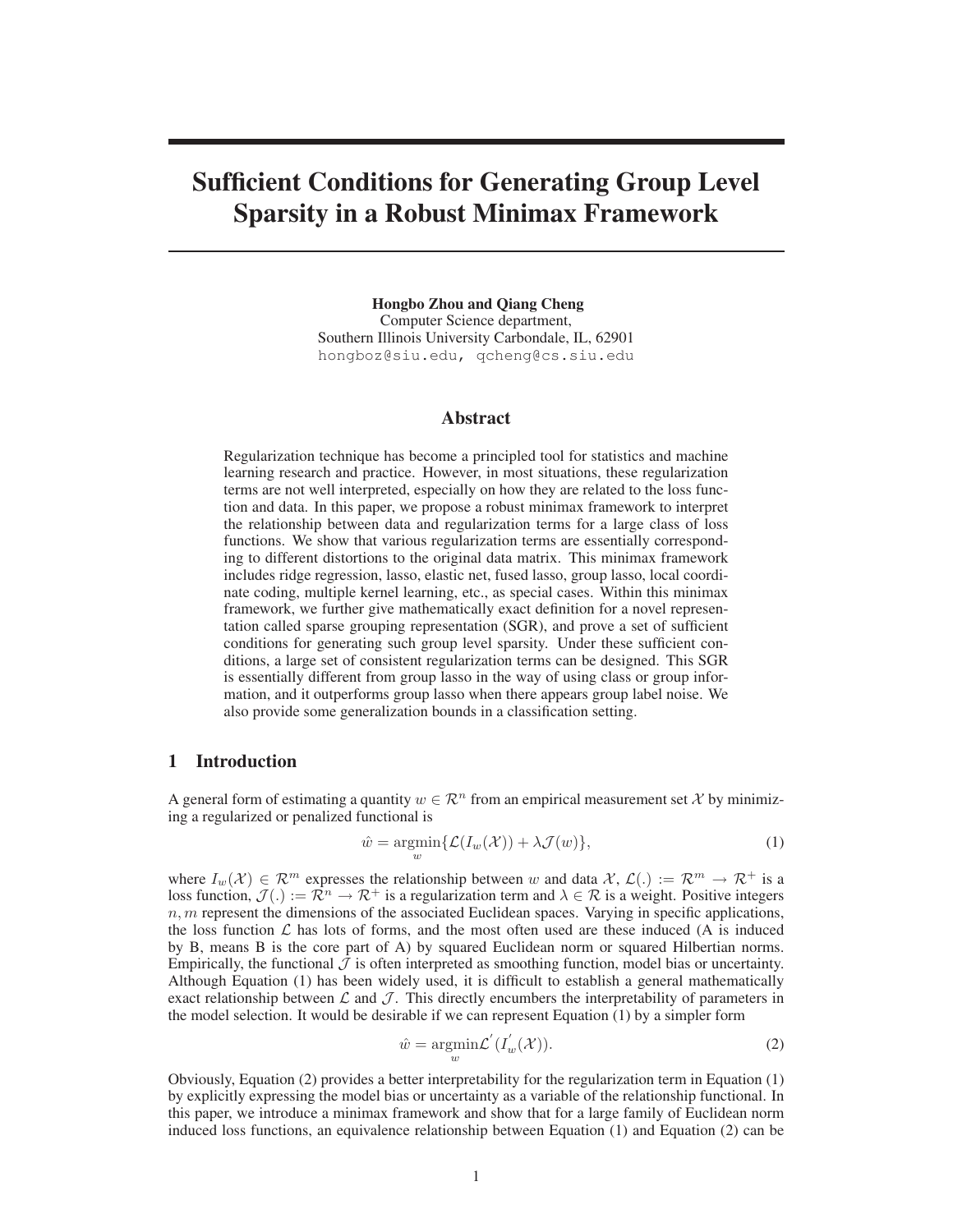# Sufficient Conditions for Generating Group Level Sparsity in a Robust Minimax Framework

**Hongbo Zhou and Qiang Cheng**
Computer Science department,
Southern Illinois University Carbondale, IL, 62901
hongboz@siu.edu, qcheng@cs.siu.edu

## Abstract

Regularization technique has become a principled tool for statistics and machine learning research and practice. However, in most situations, these regularization terms are not well interpreted, especially on how they are related to the loss function and data. In this paper, we propose a robust minimax framework to interpret the relationship between data and regularization terms for a large class of loss functions. We show that various regularization terms are essentially corresponding to different distortions to the original data matrix. This minimax framework includes ridge regression, lasso, elastic net, fused lasso, group lasso, local coordinate coding, multiple kernel learning, etc., as special cases. Within this minimax framework, we further give mathematically exact definition for a novel representation called sparse grouping representation (SGR), and prove a set of sufficient conditions for generating such group level sparsity. Under these sufficient conditions, a large set of consistent regularization terms can be designed. This SGR is essentially different from group lasso in the way of using class or group information, and it outperforms group lasso when there appears group label noise. We also provide some generalization bounds in a classification setting.

## 1 Introduction

A general form of estimating a quantity $w \in \mathcal{R}^n$ from an empirical measurement set $\mathcal{X}$ by minimizing a regularized or penalized functional is

$$\hat{w} = \underset{w}{\operatorname{argmin}}\{\mathcal{L}(I_w(\mathcal{X})) + \lambda \mathcal{J}(w)\}, \tag{1}$$

where $I_w(\mathcal{X}) \in \mathcal{R}^m$ expresses the relationship between $w$ and data $\mathcal{X}$, $\mathcal{L}(.) := \mathcal{R}^m \to \mathcal{R}^+$ is a loss function, $\mathcal{J}(.) := \mathcal{R}^n \to \mathcal{R}^+$ is a regularization term and $\lambda \in \mathcal{R}$ is a weight. Positive integers $n, m$ represent the dimensions of the associated Euclidean spaces. Varying in specific applications, the loss function $\mathcal{L}$ has lots of forms, and the most often used are these induced (A is induced by B, means B is the core part of A) by squared Euclidean norm or squared Hilbertian norms. Empirically, the functional $\mathcal{J}$ is often interpreted as smoothing function, model bias or uncertainty. Although Equation (1) has been widely used, it is difficult to establish a general mathematically exact relationship between $\mathcal{L}$ and $\mathcal{J}$. This directly encumbers the interpretability of parameters in the model selection. It would be desirable if we can represent Equation (1) by a simpler form

$$\hat{w} = \underset{w}{\operatorname{argmin}}\mathcal{L}^{'}(I_w^{'}(\mathcal{X})). \tag{2}$$

Obviously, Equation (2) provides a better interpretability for the regularization term in Equation (1) by explicitly expressing the model bias or uncertainty as a variable of the relationship functional. In this paper, we introduce a minimax framework and show that for a large family of Euclidean norm induced loss functions, an equivalence relationship between Equation (1) and Equation (2) can be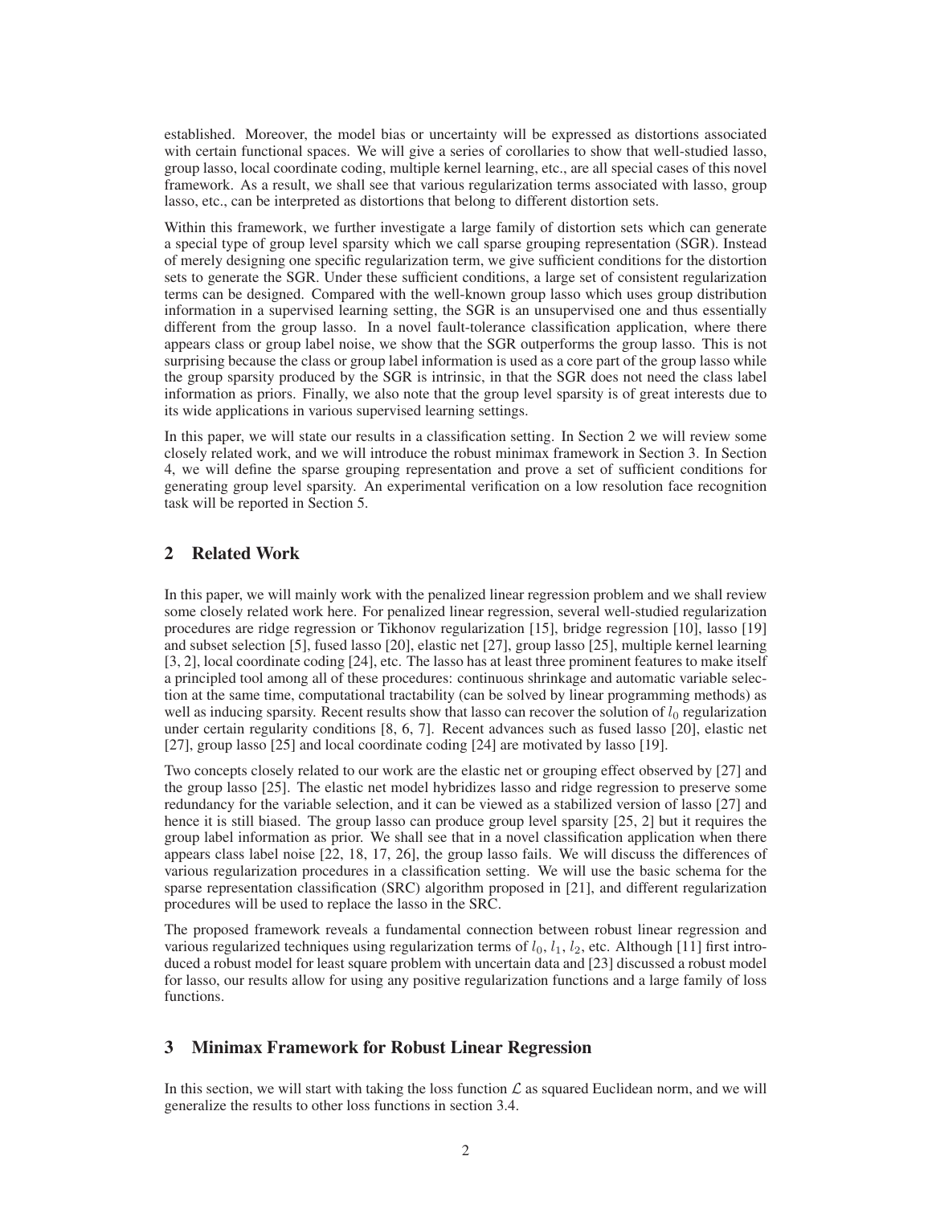established. Moreover, the model bias or uncertainty will be expressed as distortions associated with certain functional spaces. We will give a series of corollaries to show that well-studied lasso, group lasso, local coordinate coding, multiple kernel learning, etc., are all special cases of this novel framework. As a result, we shall see that various regularization terms associated with lasso, group lasso, etc., can be interpreted as distortions that belong to different distortion sets.

Within this framework, we further investigate a large family of distortion sets which can generate a special type of group level sparsity which we call sparse grouping representation (SGR). Instead of merely designing one specific regularization term, we give sufficient conditions for the distortion sets to generate the SGR. Under these sufficient conditions, a large set of consistent regularization terms can be designed. Compared with the well-known group lasso which uses group distribution information in a supervised learning setting, the SGR is an unsupervised one and thus essentially different from the group lasso. In a novel fault-tolerance classification application, where there appears class or group label noise, we show that the SGR outperforms the group lasso. This is not surprising because the class or group label information is used as a core part of the group lasso while the group sparsity produced by the SGR is intrinsic, in that the SGR does not need the class label information as priors. Finally, we also note that the group level sparsity is of great interests due to its wide applications in various supervised learning settings.

In this paper, we will state our results in a classification setting. In Section 2 we will review some closely related work, and we will introduce the robust minimax framework in Section 3. In Section 4, we will define the sparse grouping representation and prove a set of sufficient conditions for generating group level sparsity. An experimental verification on a low resolution face recognition task will be reported in Section 5.

## 2 Related Work

In this paper, we will mainly work with the penalized linear regression problem and we shall review some closely related work here. For penalized linear regression, several well-studied regularization procedures are ridge regression or Tikhonov regularization [15], bridge regression [10], lasso [19] and subset selection [5], fused lasso [20], elastic net [27], group lasso [25], multiple kernel learning [3, 2], local coordinate coding [24], etc. The lasso has at least three prominent features to make itself a principled tool among all of these procedures: continuous shrinkage and automatic variable selection at the same time, computational tractability (can be solved by linear programming methods) as well as inducing sparsity. Recent results show that lasso can recover the solution of $l_0$ regularization under certain regularity conditions [8, 6, 7]. Recent advances such as fused lasso [20], elastic net [27], group lasso [25] and local coordinate coding [24] are motivated by lasso [19].

Two concepts closely related to our work are the elastic net or grouping effect observed by [27] and the group lasso [25]. The elastic net model hybridizes lasso and ridge regression to preserve some redundancy for the variable selection, and it can be viewed as a stabilized version of lasso [27] and hence it is still biased. The group lasso can produce group level sparsity [25, 2] but it requires the group label information as prior. We shall see that in a novel classification application when there appears class label noise [22, 18, 17, 26], the group lasso fails. We will discuss the differences of various regularization procedures in a classification setting. We will use the basic schema for the sparse representation classification (SRC) algorithm proposed in [21], and different regularization procedures will be used to replace the lasso in the SRC.

The proposed framework reveals a fundamental connection between robust linear regression and various regularized techniques using regularization terms of $l_0$, $l_1$, $l_2$, etc. Although [11] first introduced a robust model for least square problem with uncertain data and [23] discussed a robust model for lasso, our results allow for using any positive regularization functions and a large family of loss functions.

## 3 Minimax Framework for Robust Linear Regression

In this section, we will start with taking the loss function $\mathcal{L}$ as squared Euclidean norm, and we will generalize the results to other loss functions in section 3.4.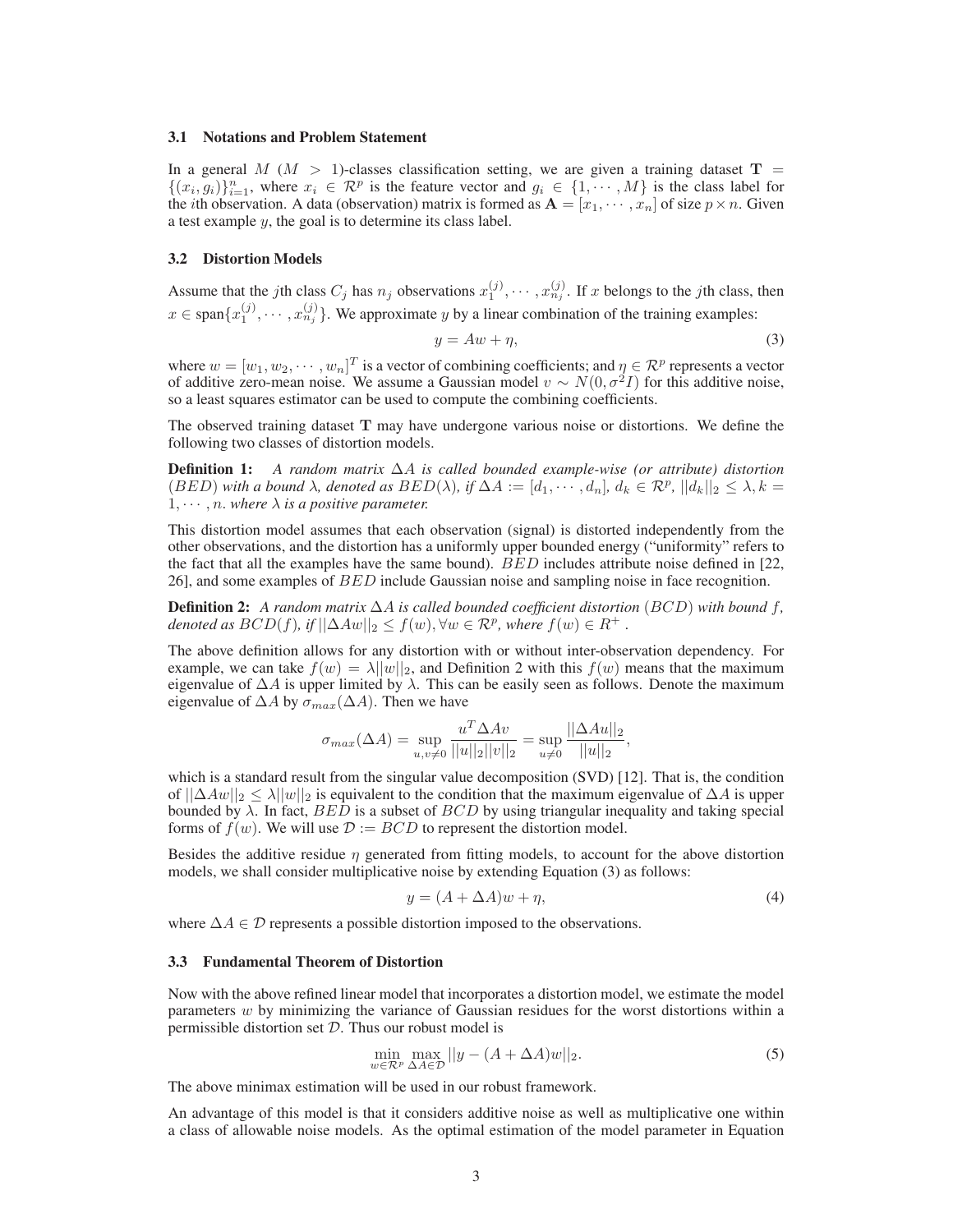### 3.1 Notations and Problem Statement

In a general $M$ ($M > 1$)-classes classification setting, we are given a training dataset $\mathbf{T} = \{(x_i, g_i)\}_{i=1}^n$, where $x_i \in \mathcal{R}^p$ is the feature vector and $g_i \in \{1, \cdots, M\}$ is the class label for the $i$th observation. A data (observation) matrix is formed as $\mathbf{A} = [x_1, \cdots, x_n]$ of size $p \times n$. Given a test example $y$, the goal is to determine its class label.

### 3.2 Distortion Models

Assume that the $j$th class $C_j$ has $n_j$ observations $x_1^{(j)}, \cdots, x_{n_j}^{(j)}$. If $x$ belongs to the $j$th class, then $x \in \text{span}\{x_1^{(j)}, \cdots, x_{n_j}^{(j)}\}$. We approximate $y$ by a linear combination of the training examples:

$$y = Aw + \eta, \tag{3}$$

where $w = [w_1, w_2, \cdots, w_n]^T$ is a vector of combining coefficients; and $\eta \in \mathcal{R}^p$ represents a vector of additive zero-mean noise. We assume a Gaussian model $v \sim N(0, \sigma^2 I)$ for this additive noise, so a least squares estimator can be used to compute the combining coefficients.

The observed training dataset $\mathbf{T}$ may have undergone various noise or distortions. We define the following two classes of distortion models.

**Definition 1:** *A random matrix $\Delta A$ is called bounded example-wise (or attribute) distortion ($BED$) with a bound $\lambda$, denoted as $BED(\lambda)$, if $\Delta A := [d_1, \cdots, d_n]$, $d_k \in \mathcal{R}^p$, $||d_k||_2 \leq \lambda, k = 1, \cdots, n$. where $\lambda$ is a positive parameter.*

This distortion model assumes that each observation (signal) is distorted independently from the other observations, and the distortion has a uniformly upper bounded energy ("uniformity" refers to the fact that all the examples have the same bound). $BED$ includes attribute noise defined in [22, 26], and some examples of $BED$ include Gaussian noise and sampling noise in face recognition.

**Definition 2:** *A random matrix $\Delta A$ is called bounded coefficient distortion ($BCD$) with bound $f$, denoted as $BCD(f)$, if $||\Delta A w||_2 \leq f(w), \forall w \in \mathcal{R}^p$, where $f(w) \in R^+$ .*

The above definition allows for any distortion with or without inter-observation dependency. For example, we can take $f(w) = \lambda ||w||_2$, and Definition 2 with this $f(w)$ means that the maximum eigenvalue of $\Delta A$ is upper limited by $\lambda$. This can be easily seen as follows. Denote the maximum eigenvalue of $\Delta A$ by $\sigma_{max}(\Delta A)$. Then we have

$$\sigma_{max}(\Delta A) = \sup_{u,v \neq 0} \frac{u^T \Delta A v}{||u||_2 ||v||_2} = \sup_{u \neq 0} \frac{||\Delta A u||_2}{||u||_2},$$

which is a standard result from the singular value decomposition (SVD) [12]. That is, the condition of $||\Delta A w||_2 \leq \lambda ||w||_2$ is equivalent to the condition that the maximum eigenvalue of $\Delta A$ is upper bounded by $\lambda$. In fact, $BED$ is a subset of $BCD$ by using triangular inequality and taking special forms of $f(w)$. We will use $\mathcal{D} := BCD$ to represent the distortion model.

Besides the additive residue $\eta$ generated from fitting models, to account for the above distortion models, we shall consider multiplicative noise by extending Equation (3) as follows:

$$y = (A + \Delta A)w + \eta, \tag{4}$$

where $\Delta A \in \mathcal{D}$ represents a possible distortion imposed to the observations.

### 3.3 Fundamental Theorem of Distortion

Now with the above refined linear model that incorporates a distortion model, we estimate the model parameters $w$ by minimizing the variance of Gaussian residues for the worst distortions within a permissible distortion set $\mathcal{D}$. Thus our robust model is

$$\min_{w \in \mathcal{R}^p} \max_{\Delta A \in \mathcal{D}} ||y - (A + \Delta A)w||_2. \tag{5}$$

The above minimax estimation will be used in our robust framework.

An advantage of this model is that it considers additive noise as well as multiplicative one within a class of allowable noise models. As the optimal estimation of the model parameter in Equation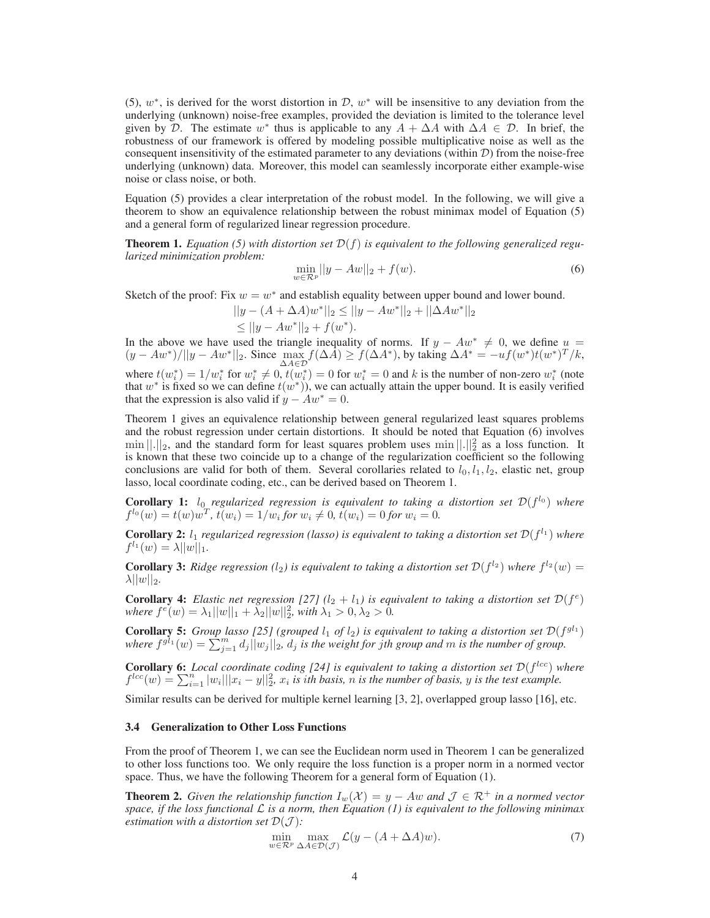(5), $w^*$, is derived for the worst distortion in $\mathcal{D}$, $w^*$ will be insensitive to any deviation from the underlying (unknown) noise-free examples, provided the deviation is limited to the tolerance level given by $\mathcal{D}$. The estimate $w^*$ thus is applicable to any $A + \Delta A$ with $\Delta A \in \mathcal{D}$. In brief, the robustness of our framework is offered by modeling possible multiplicative noise as well as the consequent insensitivity of the estimated parameter to any deviations (within $\mathcal{D}$) from the noise-free underlying (unknown) data. Moreover, this model can seamlessly incorporate either example-wise noise or class noise, or both.

Equation (5) provides a clear interpretation of the robust model. In the following, we will give a theorem to show an equivalence relationship between the robust minimax model of Equation (5) and a general form of regularized linear regression procedure.

**Theorem 1.** *Equation (5) with distortion set $\mathcal{D}(f)$ is equivalent to the following generalized regularized minimization problem:*

$$\min_{w \in \mathcal{R}^p} ||y - Aw||_2 + f(w). \tag{6}$$

Sketch of the proof: Fix $w = w^*$ and establish equality between upper bound and lower bound.

$$||y - (A + \Delta A)w^*||_2 \leq ||y - Aw^*||_2 + ||\Delta A w^*||_2$$
$$\leq ||y - Aw^*||_2 + f(w^*).$$

In the above we have used the triangle inequality of norms. If $y - Aw^* \neq 0$, we define $u = (y - Aw^*)/||y - Aw^*||_2$. Since $\max_{\Delta A \in \mathcal{D}} f(\Delta A) \geq f(\Delta A^*)$, by taking $\Delta A^* = -uf(w^*)t(w^*)^T/k$, where $t(w_i^*) = 1/w_i^*$ for $w_i^* \neq 0$, $t(w_i^*) = 0$ for $w_i^* = 0$ and $k$ is the number of non-zero $w_i^*$ (note that $w^*$ is fixed so we can define $t(w^*)$), we can actually attain the upper bound. It is easily verified that the expression is also valid if $y - Aw^* = 0$.

Theorem 1 gives an equivalence relationship between general regularized least squares problems and the robust regression under certain distortions. It should be noted that Equation (6) involves $\min ||.||_2$, and the standard form for least squares problem uses $\min ||.||_2^2$ as a loss function. It is known that these two coincide up to a change of the regularization coefficient so the following conclusions are valid for both of them. Several corollaries related to $l_0, l_1, l_2$, elastic net, group lasso, local coordinate coding, etc., can be derived based on Theorem 1.

**Corollary 1:** *$l_0$ regularized regression is equivalent to taking a distortion set $\mathcal{D}(f^{l_0})$ where $f^{l_0}(w) = t(w)w^T$, $t(w_i) = 1/w_i$ for $w_i \neq 0$, $t(w_i) = 0$ for $w_i = 0$.*

**Corollary 2:** *$l_1$ regularized regression (lasso) is equivalent to taking a distortion set $\mathcal{D}(f^{l_1})$ where $f^{l_1}(w) = \lambda||w||_1$.*

**Corollary 3:** *Ridge regression ($l_2$) is equivalent to taking a distortion set $\mathcal{D}(f^{l_2})$ where $f^{l_2}(w) = \lambda||w||_2$.*

**Corollary 4:** *Elastic net regression [27] ($l_2 + l_1$) is equivalent to taking a distortion set $\mathcal{D}(f^e)$ where $f^e(w) = \lambda_1||w||_1 + \lambda_2||w||_2^2$, with $\lambda_1 > 0, \lambda_2 > 0$.*

**Corollary 5:** *Group lasso [25] (grouped $l_1$ of $l_2$) is equivalent to taking a distortion set $\mathcal{D}(f^{gl_1})$ where $f^{gl_1}(w) = \sum_{j=1}^m d_j||w_j||_2$, $d_j$ is the weight for jth group and $m$ is the number of group.*

**Corollary 6:** *Local coordinate coding [24] is equivalent to taking a distortion set $\mathcal{D}(f^{lcc})$ where $f^{lcc}(w) = \sum_{i=1}^n |w_i|||x_i - y||_2^2$, $x_i$ is ith basis, $n$ is the number of basis, $y$ is the test example.*

Similar results can be derived for multiple kernel learning [3, 2], overlapped group lasso [16], etc.

### 3.4 Generalization to Other Loss Functions

From the proof of Theorem 1, we can see the Euclidean norm used in Theorem 1 can be generalized to other loss functions too. We only require the loss function is a proper norm in a normed vector space. Thus, we have the following Theorem for a general form of Equation (1).

**Theorem 2.** *Given the relationship function $I_w(\mathcal{X}) = y - Aw$ and $\mathcal{J} \in \mathcal{R}^+$ in a normed vector space, if the loss functional $\mathcal{L}$ is a norm, then Equation (1) is equivalent to the following minimax estimation with a distortion set $\mathcal{D}(\mathcal{J})$:*

$$\min_{w \in \mathcal{R}^p} \max_{\Delta A \in \mathcal{D}(\mathcal{J})} \mathcal{L}(y - (A + \Delta A)w). \tag{7}$$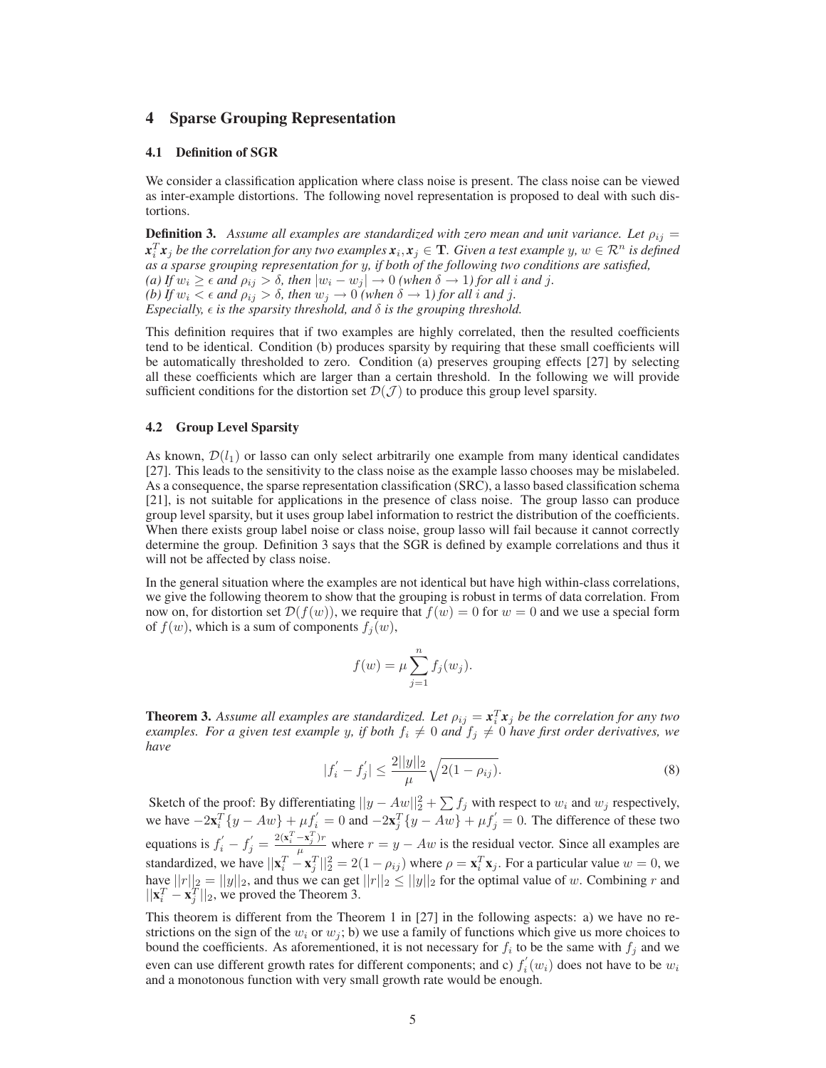## 4 Sparse Grouping Representation

### 4.1 Definition of SGR

We consider a classification application where class noise is present. The class noise can be viewed as inter-example distortions. The following novel representation is proposed to deal with such distortions.

**Definition 3.** *Assume all examples are standardized with zero mean and unit variance. Let $\rho_{ij} = \boldsymbol{x}_i^T \boldsymbol{x}_j$ be the correlation for any two examples $\boldsymbol{x}_i, \boldsymbol{x}_j \in \mathbf{T}$. Given a test example $y$, $w \in \mathcal{R}^n$ is defined as a sparse grouping representation for $y$, if both of the following two conditions are satisfied,*
*(a) If $w_i \geq \epsilon$ and $\rho_{ij} > \delta$, then $|w_i - w_j| \to 0$ (when $\delta \to 1$) for all $i$ and $j$.*
*(b) If $w_i < \epsilon$ and $\rho_{ij} > \delta$, then $w_j \to 0$ (when $\delta \to 1$) for all $i$ and $j$.*
*Especially, $\epsilon$ is the sparsity threshold, and $\delta$ is the grouping threshold.*

This definition requires that if two examples are highly correlated, then the resulted coefficients tend to be identical. Condition (b) produces sparsity by requiring that these small coefficients will be automatically thresholded to zero. Condition (a) preserves grouping effects [27] by selecting all these coefficients which are larger than a certain threshold. In the following we will provide sufficient conditions for the distortion set $\mathcal{D}(\mathcal{J})$ to produce this group level sparsity.

### 4.2 Group Level Sparsity

As known, $\mathcal{D}(l_1)$ or lasso can only select arbitrarily one example from many identical candidates [27]. This leads to the sensitivity to the class noise as the example lasso chooses may be mislabeled. As a consequence, the sparse representation classification (SRC), a lasso based classification schema [21], is not suitable for applications in the presence of class noise. The group lasso can produce group level sparsity, but it uses group label information to restrict the distribution of the coefficients. When there exists group label noise or class noise, group lasso will fail because it cannot correctly determine the group. Definition 3 says that the SGR is defined by example correlations and thus it will not be affected by class noise.

In the general situation where the examples are not identical but have high within-class correlations, we give the following theorem to show that the grouping is robust in terms of data correlation. From now on, for distortion set $\mathcal{D}(f(w))$, we require that $f(w) = 0$ for $w = 0$ and we use a special form of $f(w)$, which is a sum of components $f_j(w)$,

$$f(w) = \mu \sum_{j=1}^{n} f_j(w_j).$$

**Theorem 3.** *Assume all examples are standardized. Let $\rho_{ij} = \boldsymbol{x}_i^T \boldsymbol{x}_j$ be the correlation for any two examples. For a given test example $y$, if both $f_i \neq 0$ and $f_j \neq 0$ have first order derivatives, we have*

$$|f_i^{'} - f_j^{'}| \leq \frac{2||y||_2}{\mu} \sqrt{2(1-\rho_{ij})}. \tag{8}$$

Sketch of the proof: By differentiating $||y - Aw||_2^2 + \sum f_j$ with respect to $w_i$ and $w_j$ respectively, we have $-2\mathbf{x}_i^T\{y - Aw\} + \mu f_i^{'} = 0$ and $-2\mathbf{x}_j^T\{y - Aw\} + \mu f_j^{'} = 0$. The difference of these two equations is $f_i^{'} - f_j^{'} = \frac{2(\mathbf{x}_i^T - \mathbf{x}_j^T)r}{\mu}$ where $r = y - Aw$ is the residual vector. Since all examples are standardized, we have $||\mathbf{x}_i^T - \mathbf{x}_j^T||_2^2 = 2(1 - \rho_{ij})$ where $\rho = \mathbf{x}_i^T\mathbf{x}_j$. For a particular value $w = 0$, we have $||r||_2 = ||y||_2$, and thus we can get $||r||_2 \leq ||y||_2$ for the optimal value of $w$. Combining $r$ and $||\mathbf{x}_i^T - \mathbf{x}_j^T||_2$, we proved the Theorem 3.

This theorem is different from the Theorem 1 in [27] in the following aspects: a) we have no restrictions on the sign of the $w_i$ or $w_j$; b) we use a family of functions which give us more choices to bound the coefficients. As aforementioned, it is not necessary for $f_i$ to be the same with $f_j$ and we even can use different growth rates for different components; and c) $f_i^{'}(w_i)$ does not have to be $w_i$ and a monotonous function with very small growth rate would be enough.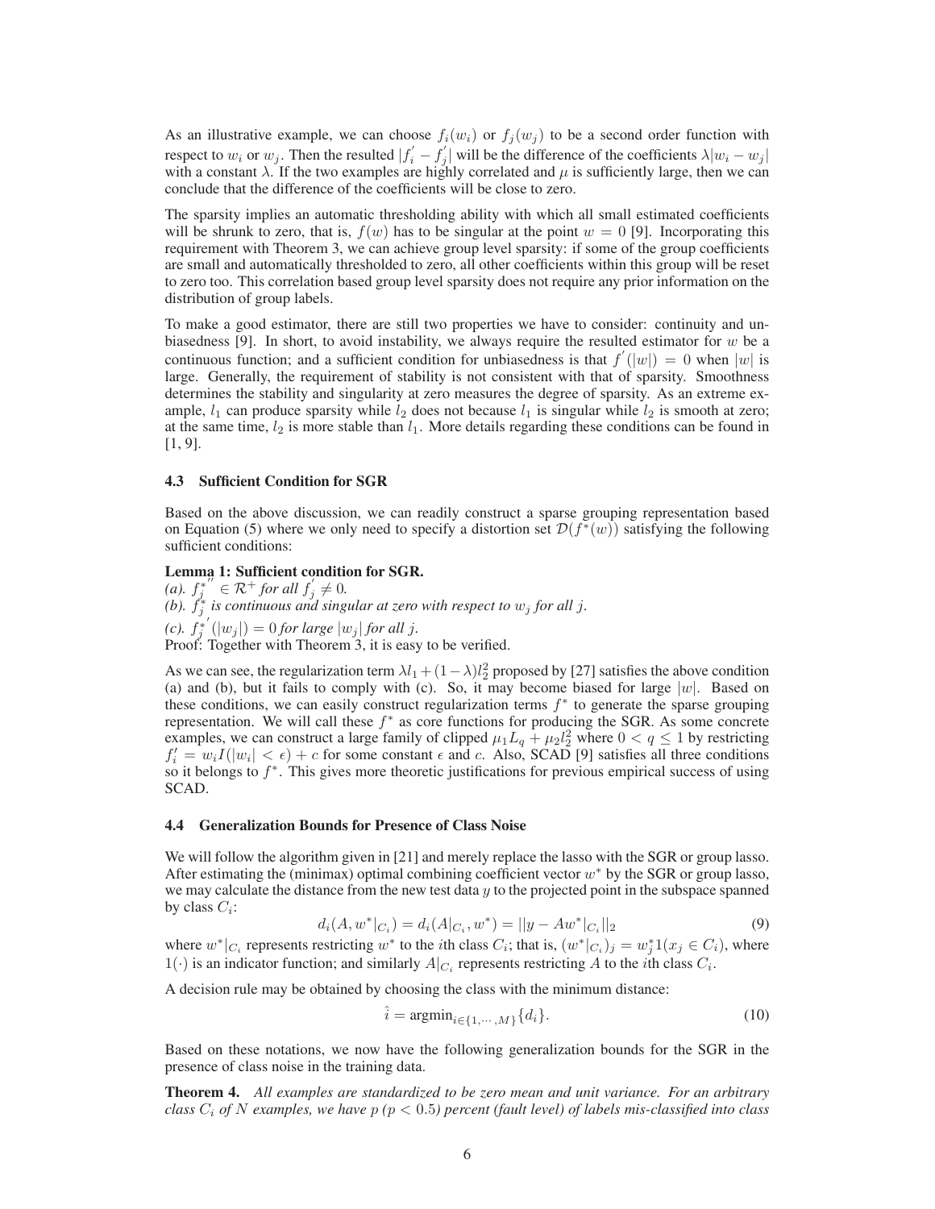As an illustrative example, we can choose $f_i(w_i)$ or $f_j(w_j)$ to be a second order function with respect to $w_i$ or $w_j$. Then the resulted $|f_i^{'} - f_j^{'}|$ will be the difference of the coefficients $\lambda|w_i - w_j|$ with a constant $\lambda$. If the two examples are highly correlated and $\mu$ is sufficiently large, then we can conclude that the difference of the coefficients will be close to zero.

The sparsity implies an automatic thresholding ability with which all small estimated coefficients will be shrunk to zero, that is, $f(w)$ has to be singular at the point $w = 0$ [9]. Incorporating this requirement with Theorem 3, we can achieve group level sparsity: if some of the group coefficients are small and automatically thresholded to zero, all other coefficients within this group will be reset to zero too. This correlation based group level sparsity does not require any prior information on the distribution of group labels.

To make a good estimator, there are still two properties we have to consider: continuity and unbiasedness [9]. In short, to avoid instability, we always require the resulted estimator for $w$ be a continuous function; and a sufficient condition for unbiasedness is that $f^{'}(|w|) = 0$ when $|w|$ is large. Generally, the requirement of stability is not consistent with that of sparsity. Smoothness determines the stability and singularity at zero measures the degree of sparsity. As an extreme example, $l_1$ can produce sparsity while $l_2$ does not because $l_1$ is singular while $l_2$ is smooth at zero; at the same time, $l_2$ is more stable than $l_1$. More details regarding these conditions can be found in [1, 9].

### 4.3 Sufficient Condition for SGR

Based on the above discussion, we can readily construct a sparse grouping representation based on Equation (5) where we only need to specify a distortion set $\mathcal{D}(f^*(w))$ satisfying the following sufficient conditions:

**Lemma 1: Sufficient condition for SGR.**
*(a). $f_j^{*''} \in \mathcal{R}^+$ for all $f_j^{'} \neq 0$.*
*(b). $f_j^*$ is continuous and singular at zero with respect to $w_j$ for all $j$.*
*(c). $f_j^{*'}(|w_j|) = 0$ for large $|w_j|$ for all $j$.*
Proof: Together with Theorem 3, it is easy to be verified.

As we can see, the regularization term $\lambda l_1 + (1-\lambda)l_2^2$ proposed by [27] satisfies the above condition (a) and (b), but it fails to comply with (c). So, it may become biased for large $|w|$. Based on these conditions, we can easily construct regularization terms $f^*$ to generate the sparse grouping representation. We will call these $f^*$ as core functions for producing the SGR. As some concrete examples, we can construct a large family of clipped $\mu_1 L_q + \mu_2 l_2^2$ where $0 < q \leq 1$ by restricting $f_i^{\prime} = w_i I(|w_i| < \epsilon) + c$ for some constant $\epsilon$ and $c$. Also, SCAD [9] satisfies all three conditions so it belongs to $f^*$. This gives more theoretic justifications for previous empirical success of using SCAD.

### 4.4 Generalization Bounds for Presence of Class Noise

We will follow the algorithm given in [21] and merely replace the lasso with the SGR or group lasso. After estimating the (minimax) optimal combining coefficient vector $w^*$ by the SGR or group lasso, we may calculate the distance from the new test data $y$ to the projected point in the subspace spanned by class $C_i$:

$$d_i(A, w^*|_{C_i}) = d_i(A|_{C_i}, w^*) = ||y - Aw^*|_{C_i}||_2 \tag{9}$$

where $w^*|_{C_i}$ represents restricting $w^*$ to the $i$th class $C_i$; that is, $(w^*|_{C_i})_j = w_j^* 1(x_j \in C_i)$, where $1(\cdot)$ is an indicator function; and similarly $A|_{C_i}$ represents restricting $A$ to the $i$th class $C_i$.

A decision rule may be obtained by choosing the class with the minimum distance:

$$\hat{i} = \text{argmin}_{i \in \{1, \cdots, M\}}\{d_i\}. \tag{10}$$

Based on these notations, we now have the following generalization bounds for the SGR in the presence of class noise in the training data.

**Theorem 4.** *All examples are standardized to be zero mean and unit variance. For an arbitrary class $C_i$ of $N$ examples, we have $p$ ($p < 0.5$) percent (fault level) of labels mis-classified into class*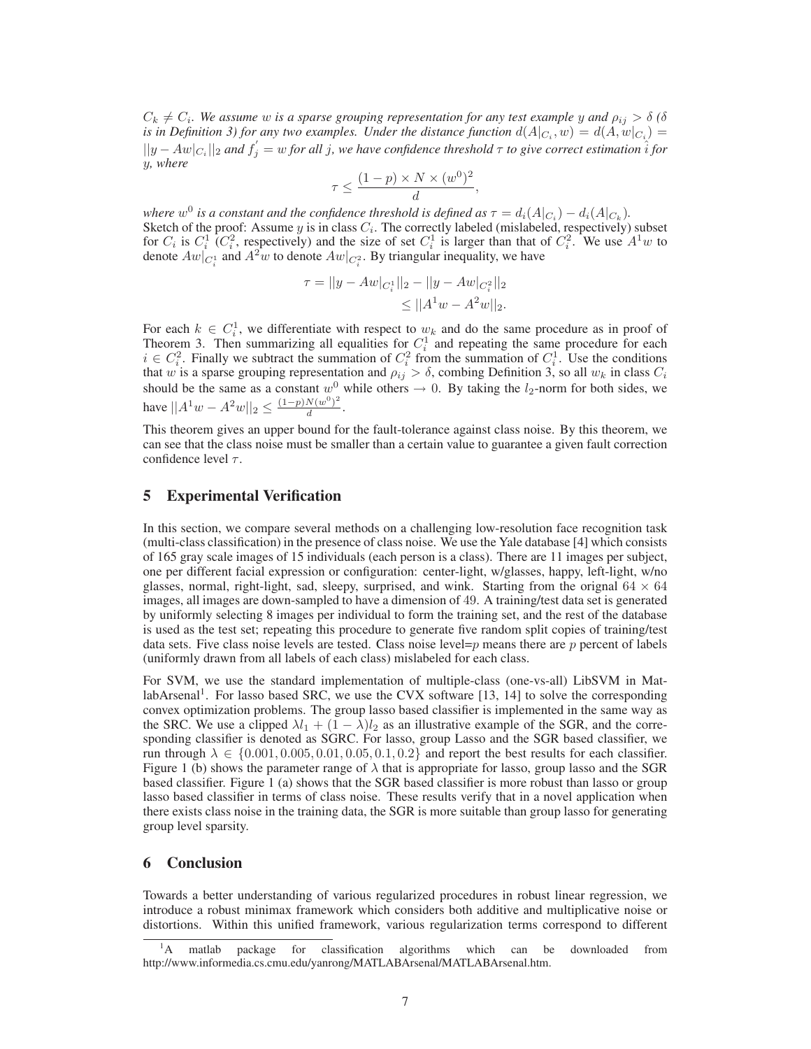*$C_k \neq C_i$. We assume $w$ is a sparse grouping representation for any test example $y$ and $\rho_{ij} > \delta$ ($\delta$ is in Definition 3) for any two examples. Under the distance function $d(A|_{C_i}, w) = d(A, w|_{C_i}) = ||y - Aw|_{C_i}||_2$ and $f_j^{'} = w$ for all $j$, we have confidence threshold $\tau$ to give correct estimation $\hat{i}$ for $y$, where*

$$\tau \leq \frac{(1-p) \times N \times (w^0)^2}{d},$$

*where $w^0$ is a constant and the confidence threshold is defined as $\tau = d_i(A|_{C_i}) - d_i(A|_{C_k})$.*

Sketch of the proof: Assume $y$ is in class $C_i$. The correctly labeled (mislabeled, respectively) subset for $C_i$ is $C_i^1$ ($C_i^2$, respectively) and the size of set $C_i^1$ is larger than that of $C_i^2$. We use $A^1 w$ to denote $Aw|_{C_i^1}$ and $A^2 w$ to denote $Aw|_{C_i^2}$. By triangular inequality, we have

$$\begin{aligned}\tau &= ||y - Aw|_{C_i^1}||_2 - ||y - Aw|_{C_i^2}||_2 \\ &\leq ||A^1 w - A^2 w||_2.\end{aligned}$$

For each $k \in C_i^1$, we differentiate with respect to $w_k$ and do the same procedure as in proof of Theorem 3. Then summarizing all equalities for $C_i^1$ and repeating the same procedure for each $i \in C_i^2$. Finally we subtract the summation of $C_i^2$ from the summation of $C_i^1$. Use the conditions that $w$ is a sparse grouping representation and $\rho_{ij} > \delta$, combing Definition 3, so all $w_k$ in class $C_i$ should be the same as a constant $w^0$ while others $\rightarrow 0$. By taking the $l_2$-norm for both sides, we have $||A^1 w - A^2 w||_2 \leq \frac{(1-p)N(w^0)^2}{d}$.

This theorem gives an upper bound for the fault-tolerance against class noise. By this theorem, we can see that the class noise must be smaller than a certain value to guarantee a given fault correction confidence level $\tau$.

## 5 Experimental Verification

In this section, we compare several methods on a challenging low-resolution face recognition task (multi-class classification) in the presence of class noise. We use the Yale database [4] which consists of 165 gray scale images of 15 individuals (each person is a class). There are 11 images per subject, one per different facial expression or configuration: center-light, w/glasses, happy, left-light, w/no glasses, normal, right-light, sad, sleepy, surprised, and wink. Starting from the orignal $64 \times 64$ images, all images are down-sampled to have a dimension of 49. A training/test data set is generated by uniformly selecting 8 images per individual to form the training set, and the rest of the database is used as the test set; repeating this procedure to generate five random split copies of training/test data sets. Five class noise levels are tested. Class noise level=$p$ means there are $p$ percent of labels (uniformly drawn from all labels of each class) mislabeled for each class.

For SVM, we use the standard implementation of multiple-class (one-vs-all) LibSVM in MatlabArsenal[1]. For lasso based SRC, we use the CVX software [13, 14] to solve the corresponding convex optimization problems. The group lasso based classifier is implemented in the same way as the SRC. We use a clipped $\lambda l_1 + (1-\lambda) l_2$ as an illustrative example of the SGR, and the corresponding classifier is denoted as SGRC. For lasso, group Lasso and the SGR based classifier, we run through $\lambda \in \{0.001, 0.005, 0.01, 0.05, 0.1, 0.2\}$ and report the best results for each classifier. Figure 1 (b) shows the parameter range of $\lambda$ that is appropriate for lasso, group lasso and the SGR based classifier. Figure 1 (a) shows that the SGR based classifier is more robust than lasso or group lasso based classifier in terms of class noise. These results verify that in a novel application when there exists class noise in the training data, the SGR is more suitable than group lasso for generating group level sparsity.

## 6 Conclusion

Towards a better understanding of various regularized procedures in robust linear regression, we introduce a robust minimax framework which considers both additive and multiplicative noise or distortions. Within this unified framework, various regularization terms correspond to different

[1] A matlab package for classification algorithms which can be downloaded from http://www.informedia.cs.cmu.edu/yanrong/MATLABArsenal/MATLABArsenal.htm.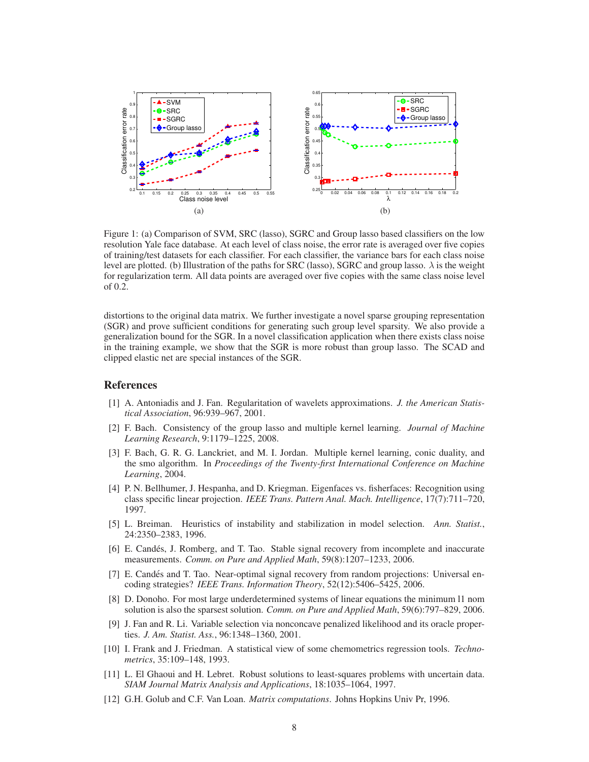Figure 1: (a) Comparison of SVM, SRC (lasso), SGRC and Group lasso based classifiers on the low resolution Yale face database. At each level of class noise, the error rate is averaged over five copies of training/test datasets for each classifier. For each classifier, the variance bars for each class noise level are plotted. (b) Illustration of the paths for SRC (lasso), SGRC and group lasso. $\lambda$ is the weight for regularization term. All data points are averaged over five copies with the same class noise level of 0.2.

distortions to the original data matrix. We further investigate a novel sparse grouping representation (SGR) and prove sufficient conditions for generating such group level sparsity. We also provide a generalization bound for the SGR. In a novel classification application when there exists class noise in the training example, we show that the SGR is more robust than group lasso. The SCAD and clipped elastic net are special instances of the SGR.

## References

[1] A. Antoniadis and J. Fan. Regularitation of wavelets approximations. *J. the American Statistical Association*, 96:939–967, 2001.

[2] F. Bach. Consistency of the group lasso and multiple kernel learning. *Journal of Machine Learning Research*, 9:1179–1225, 2008.

[3] F. Bach, G. R. G. Lanckriet, and M. I. Jordan. Multiple kernel learning, conic duality, and the smo algorithm. In *Proceedings of the Twenty-first International Conference on Machine Learning*, 2004.

[4] P. N. Bellhumer, J. Hespanha, and D. Kriegman. Eigenfaces vs. fisherfaces: Recognition using class specific linear projection. *IEEE Trans. Pattern Anal. Mach. Intelligence*, 17(7):711–720, 1997.

[5] L. Breiman. Heuristics of instability and stabilization in model selection. *Ann. Statist.*, 24:2350–2383, 1996.

[6] E. Candés, J. Romberg, and T. Tao. Stable signal recovery from incomplete and inaccurate measurements. *Comm. on Pure and Applied Math*, 59(8):1207–1233, 2006.

[7] E. Candés and T. Tao. Near-optimal signal recovery from random projections: Universal encoding strategies? *IEEE Trans. Information Theory*, 52(12):5406–5425, 2006.

[8] D. Donoho. For most large underdetermined systems of linear equations the minimum l1 nom solution is also the sparsest solution. *Comm. on Pure and Applied Math*, 59(6):797–829, 2006.

[9] J. Fan and R. Li. Variable selection via nonconcave penalized likelihood and its oracle properties. *J. Am. Statist. Ass.*, 96:1348–1360, 2001.

[10] I. Frank and J. Friedman. A statistical view of some chemometrics regression tools. *Technometrics*, 35:109–148, 1993.

[11] L. El Ghaoui and H. Lebret. Robust solutions to least-squares problems with uncertain data. *SIAM Journal Matrix Analysis and Applications*, 18:1035–1064, 1997.

[12] G.H. Golub and C.F. Van Loan. *Matrix computations.* Johns Hopkins Univ Pr, 1996.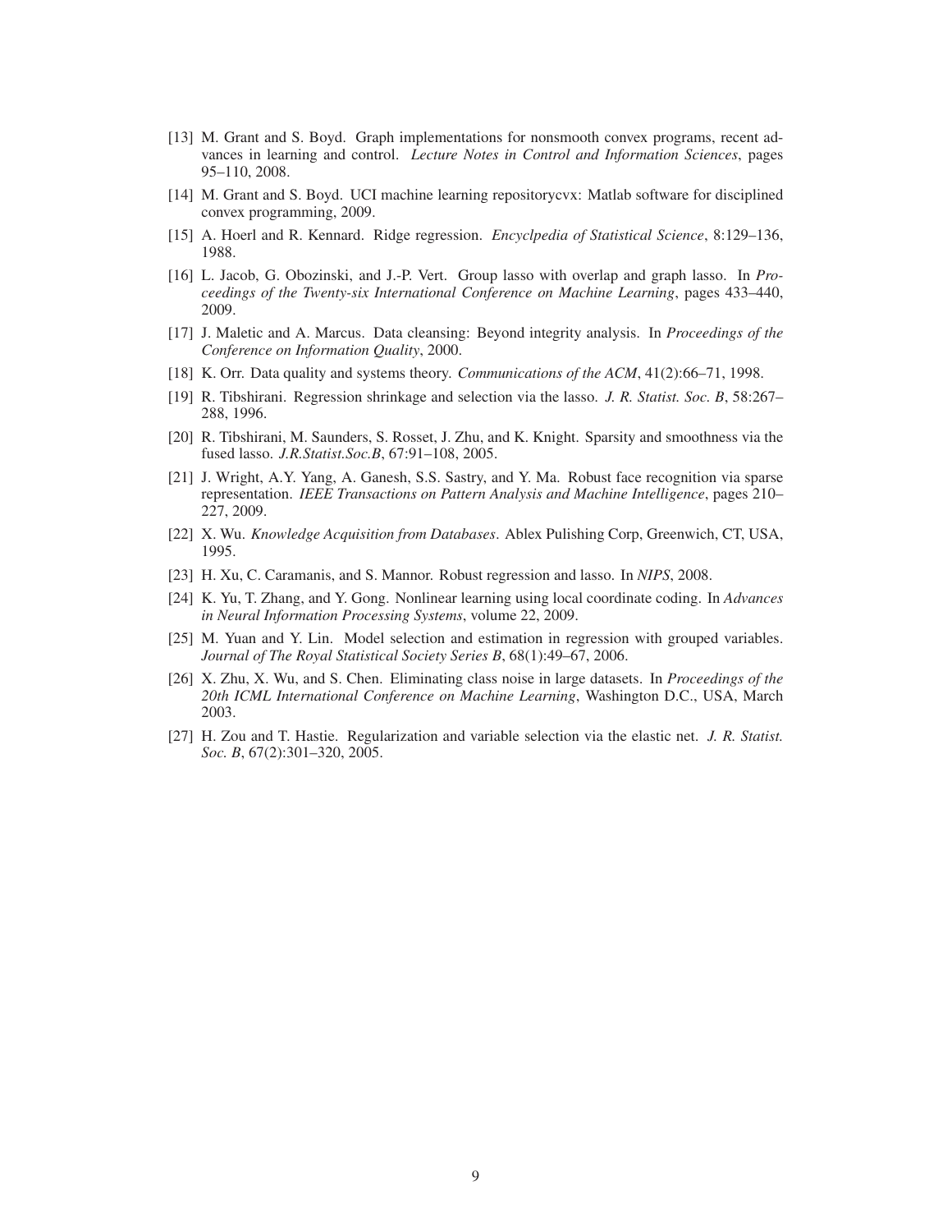[13] M. Grant and S. Boyd. Graph implementations for nonsmooth convex programs, recent advances in learning and control. *Lecture Notes in Control and Information Sciences*, pages 95–110, 2008.

[14] M. Grant and S. Boyd. UCI machine learning repositorycvx: Matlab software for disciplined convex programming, 2009.

[15] A. Hoerl and R. Kennard. Ridge regression. *Encyclpedia of Statistical Science*, 8:129–136, 1988.

[16] L. Jacob, G. Obozinski, and J.-P. Vert. Group lasso with overlap and graph lasso. In *Proceedings of the Twenty-six International Conference on Machine Learning*, pages 433–440, 2009.

[17] J. Maletic and A. Marcus. Data cleansing: Beyond integrity analysis. In *Proceedings of the Conference on Information Quality*, 2000.

[18] K. Orr. Data quality and systems theory. *Communications of the ACM*, 41(2):66–71, 1998.

[19] R. Tibshirani. Regression shrinkage and selection via the lasso. *J. R. Statist. Soc. B*, 58:267–288, 1996.

[20] R. Tibshirani, M. Saunders, S. Rosset, J. Zhu, and K. Knight. Sparsity and smoothness via the fused lasso. *J.R.Statist.Soc.B*, 67:91–108, 2005.

[21] J. Wright, A.Y. Yang, A. Ganesh, S.S. Sastry, and Y. Ma. Robust face recognition via sparse representation. *IEEE Transactions on Pattern Analysis and Machine Intelligence*, pages 210–227, 2009.

[22] X. Wu. *Knowledge Acquisition from Databases*. Ablex Pulishing Corp, Greenwich, CT, USA, 1995.

[23] H. Xu, C. Caramanis, and S. Mannor. Robust regression and lasso. In *NIPS*, 2008.

[24] K. Yu, T. Zhang, and Y. Gong. Nonlinear learning using local coordinate coding. In *Advances in Neural Information Processing Systems*, volume 22, 2009.

[25] M. Yuan and Y. Lin. Model selection and estimation in regression with grouped variables. *Journal of The Royal Statistical Society Series B*, 68(1):49–67, 2006.

[26] X. Zhu, X. Wu, and S. Chen. Eliminating class noise in large datasets. In *Proceedings of the 20th ICML International Conference on Machine Learning*, Washington D.C., USA, March 2003.

[27] H. Zou and T. Hastie. Regularization and variable selection via the elastic net. *J. R. Statist. Soc. B*, 67(2):301–320, 2005.